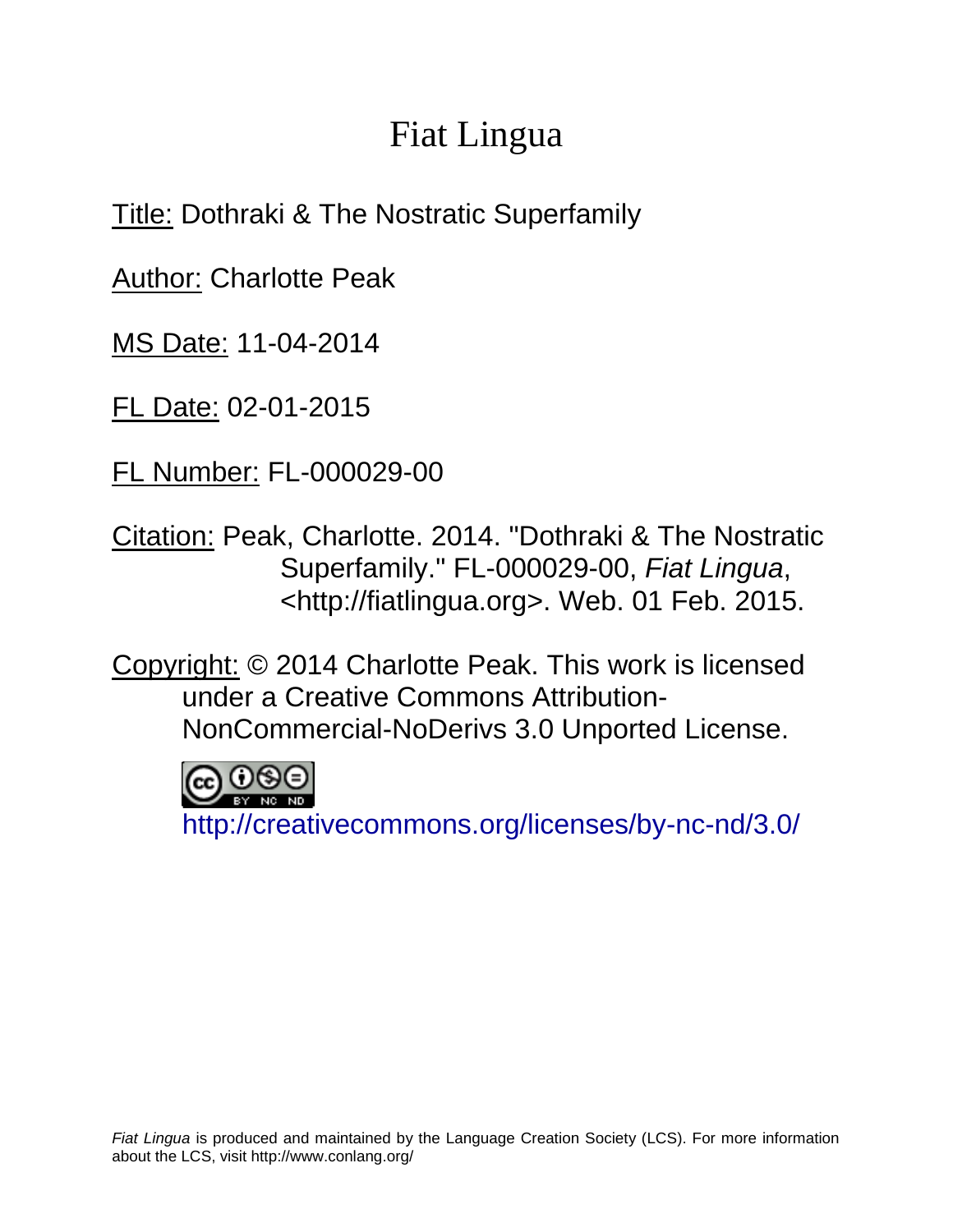# Fiat Lingua

Title: Dothraki & The Nostratic Superfamily

Author: Charlotte Peak

MS Date: 11-04-2014

FL Date: 02-01-2015

FL Number: FL-000029-00

Citation: Peak, Charlotte. 2014. "Dothraki & The Nostratic Superfamily." FL-000029-00, *Fiat Lingua*, <http://fiatlingua.org>. Web. 01 Feb. 2015.

Copyright: © 2014 Charlotte Peak. This work is licensed under a Creative Commons Attribution-NonCommercial-NoDerivs 3.0 Unported License.

http://creativecommons.org/licenses/by-nc-nd/3.0/

*Fiat Lingua* is produced and maintained by the Language Creation Society (LCS). For more information about the LCS, visit http://www.conlang.org/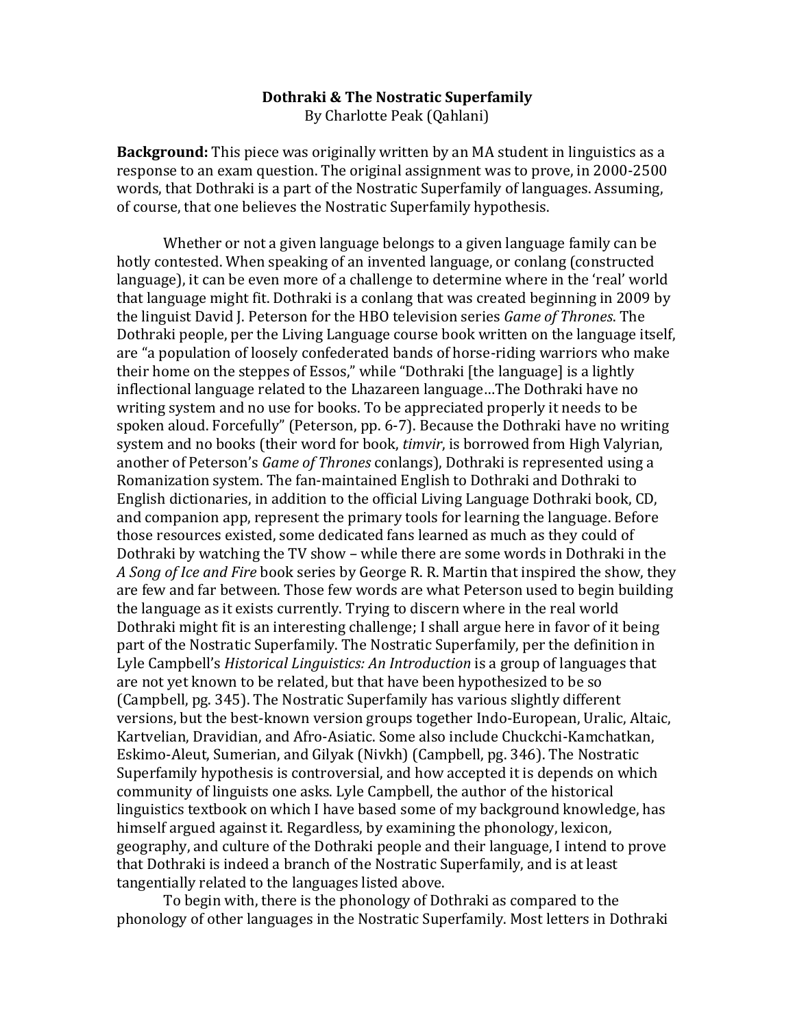**Dothraki & The Nostratic Superfamily**
By Charlotte Peak (Qahlani)

**Background:** This piece was originally written by an MA student in linguistics as a response to an exam question. The original assignment was to prove, in 2000-2500 words, that Dothraki is a part of the Nostratic Superfamily of languages. Assuming, of course, that one believes the Nostratic Superfamily hypothesis.

Whether or not a given language belongs to a given language family can be hotly contested. When speaking of an invented language, or conlang (constructed language), it can be even more of a challenge to determine where in the 'real' world that language might fit. Dothraki is a conlang that was created beginning in 2009 by the linguist David J. Peterson for the HBO television series *Game of Thrones*. The Dothraki people, per the Living Language course book written on the language itself, are "a population of loosely confederated bands of horse-riding warriors who make their home on the steppes of Essos," while "Dothraki [the language] is a lightly inflectional language related to the Lhazareen language…The Dothraki have no writing system and no use for books. To be appreciated properly it needs to be spoken aloud. Forcefully" (Peterson, pp. 6-7). Because the Dothraki have no writing system and no books (their word for book, *timvir*, is borrowed from High Valyrian, another of Peterson's *Game of Thrones* conlangs), Dothraki is represented using a Romanization system. The fan-maintained English to Dothraki and Dothraki to English dictionaries, in addition to the official Living Language Dothraki book, CD, and companion app, represent the primary tools for learning the language. Before those resources existed, some dedicated fans learned as much as they could of Dothraki by watching the TV show – while there are some words in Dothraki in the *A Song of Ice and Fire* book series by George R. R. Martin that inspired the show, they are few and far between. Those few words are what Peterson used to begin building the language as it exists currently. Trying to discern where in the real world Dothraki might fit is an interesting challenge; I shall argue here in favor of it being part of the Nostratic Superfamily. The Nostratic Superfamily, per the definition in Lyle Campbell's *Historical Linguistics: An Introduction* is a group of languages that are not yet known to be related, but that have been hypothesized to be so (Campbell, pg. 345). The Nostratic Superfamily has various slightly different versions, but the best-known version groups together Indo-European, Uralic, Altaic, Kartvelian, Dravidian, and Afro-Asiatic. Some also include Chuckchi-Kamchatkan, Eskimo-Aleut, Sumerian, and Gilyak (Nivkh) (Campbell, pg. 346). The Nostratic Superfamily hypothesis is controversial, and how accepted it is depends on which community of linguists one asks. Lyle Campbell, the author of the historical linguistics textbook on which I have based some of my background knowledge, has himself argued against it. Regardless, by examining the phonology, lexicon, geography, and culture of the Dothraki people and their language, I intend to prove that Dothraki is indeed a branch of the Nostratic Superfamily, and is at least tangentially related to the languages listed above.

To begin with, there is the phonology of Dothraki as compared to the phonology of other languages in the Nostratic Superfamily. Most letters in Dothraki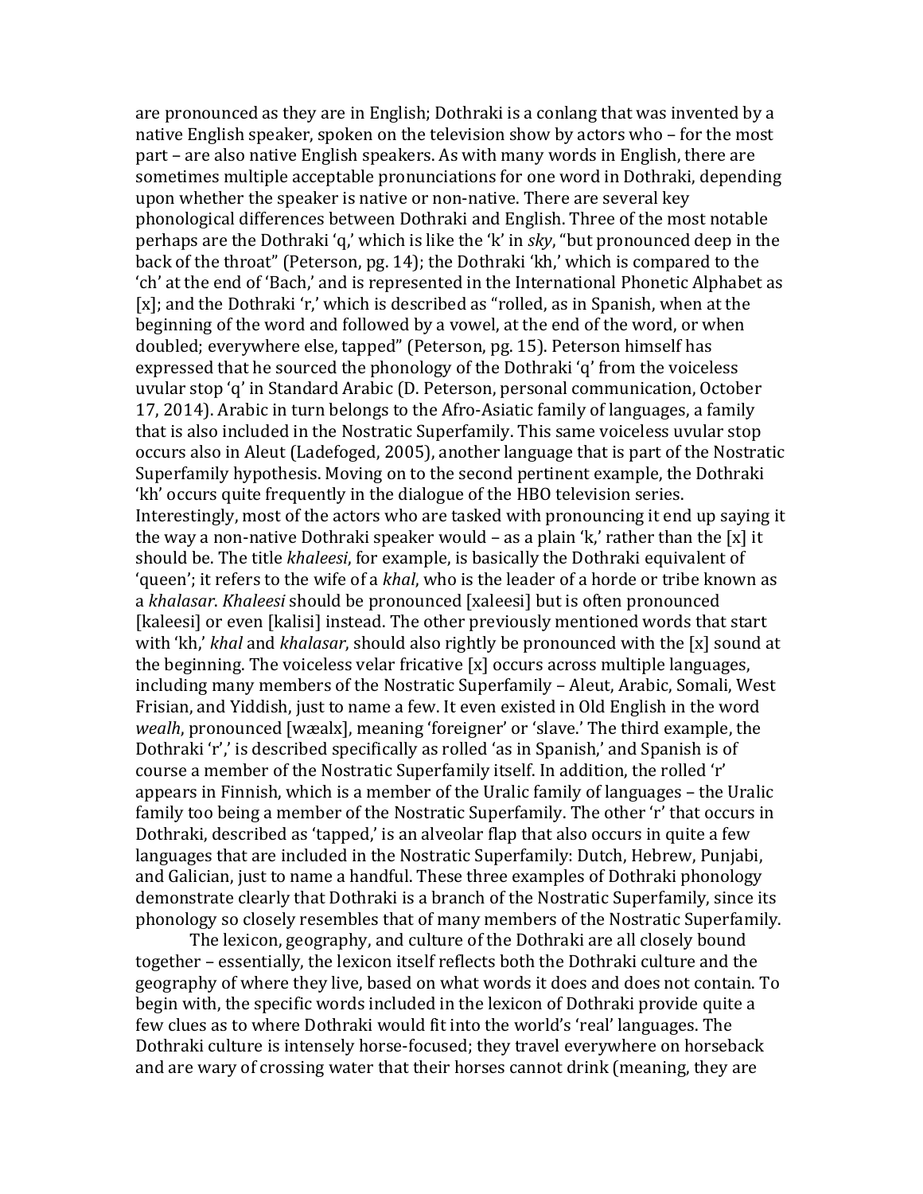are pronounced as they are in English; Dothraki is a conlang that was invented by a native English speaker, spoken on the television show by actors who – for the most part – are also native English speakers. As with many words in English, there are sometimes multiple acceptable pronunciations for one word in Dothraki, depending upon whether the speaker is native or non-native. There are several key phonological differences between Dothraki and English. Three of the most notable perhaps are the Dothraki 'q,' which is like the 'k' in *sky*, "but pronounced deep in the back of the throat" (Peterson, pg. 14); the Dothraki 'kh,' which is compared to the 'ch' at the end of 'Bach,' and is represented in the International Phonetic Alphabet as [x]; and the Dothraki 'r,' which is described as "rolled, as in Spanish, when at the beginning of the word and followed by a vowel, at the end of the word, or when doubled; everywhere else, tapped" (Peterson, pg. 15). Peterson himself has expressed that he sourced the phonology of the Dothraki 'q' from the voiceless uvular stop 'q' in Standard Arabic (D. Peterson, personal communication, October 17, 2014). Arabic in turn belongs to the Afro-Asiatic family of languages, a family that is also included in the Nostratic Superfamily. This same voiceless uvular stop occurs also in Aleut (Ladefoged, 2005), another language that is part of the Nostratic Superfamily hypothesis. Moving on to the second pertinent example, the Dothraki 'kh' occurs quite frequently in the dialogue of the HBO television series. Interestingly, most of the actors who are tasked with pronouncing it end up saying it the way a non-native Dothraki speaker would – as a plain 'k,' rather than the [x] it should be. The title *khaleesi*, for example, is basically the Dothraki equivalent of 'queen'; it refers to the wife of a *khal*, who is the leader of a horde or tribe known as a *khalasar*. *Khaleesi* should be pronounced [xaleesi] but is often pronounced [kaleesi] or even [kalisi] instead. The other previously mentioned words that start with 'kh,' *khal* and *khalasar*, should also rightly be pronounced with the [x] sound at the beginning. The voiceless velar fricative [x] occurs across multiple languages, including many members of the Nostratic Superfamily – Aleut, Arabic, Somali, West Frisian, and Yiddish, just to name a few. It even existed in Old English in the word *wealh*, pronounced [wæalx], meaning 'foreigner' or 'slave.' The third example, the Dothraki 'r',' is described specifically as rolled 'as in Spanish,' and Spanish is of course a member of the Nostratic Superfamily itself. In addition, the rolled 'r' appears in Finnish, which is a member of the Uralic family of languages – the Uralic family too being a member of the Nostratic Superfamily. The other 'r' that occurs in Dothraki, described as 'tapped,' is an alveolar flap that also occurs in quite a few languages that are included in the Nostratic Superfamily: Dutch, Hebrew, Punjabi, and Galician, just to name a handful. These three examples of Dothraki phonology demonstrate clearly that Dothraki is a branch of the Nostratic Superfamily, since its phonology so closely resembles that of many members of the Nostratic Superfamily.

The lexicon, geography, and culture of the Dothraki are all closely bound together – essentially, the lexicon itself reflects both the Dothraki culture and the geography of where they live, based on what words it does and does not contain. To begin with, the specific words included in the lexicon of Dothraki provide quite a few clues as to where Dothraki would fit into the world's 'real' languages. The Dothraki culture is intensely horse-focused; they travel everywhere on horseback and are wary of crossing water that their horses cannot drink (meaning, they are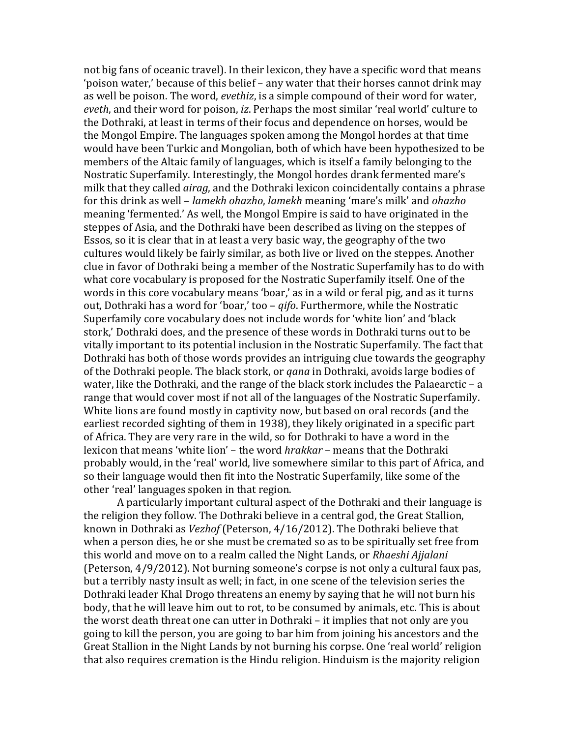not big fans of oceanic travel). In their lexicon, they have a specific word that means 'poison water,' because of this belief – any water that their horses cannot drink may as well be poison. The word, *evethiz*, is a simple compound of their word for water, *eveth*, and their word for poison, *iz*. Perhaps the most similar 'real world' culture to the Dothraki, at least in terms of their focus and dependence on horses, would be the Mongol Empire. The languages spoken among the Mongol hordes at that time would have been Turkic and Mongolian, both of which have been hypothesized to be members of the Altaic family of languages, which is itself a family belonging to the Nostratic Superfamily. Interestingly, the Mongol hordes drank fermented mare's milk that they called *airag*, and the Dothraki lexicon coincidentally contains a phrase for this drink as well – *lamekh ohazho*, *lamekh* meaning 'mare's milk' and *ohazho* meaning 'fermented.' As well, the Mongol Empire is said to have originated in the steppes of Asia, and the Dothraki have been described as living on the steppes of Essos, so it is clear that in at least a very basic way, the geography of the two cultures would likely be fairly similar, as both live or lived on the steppes. Another clue in favor of Dothraki being a member of the Nostratic Superfamily has to do with what core vocabulary is proposed for the Nostratic Superfamily itself. One of the words in this core vocabulary means 'boar,' as in a wild or feral pig, and as it turns out, Dothraki has a word for 'boar,' too – *qifo*. Furthermore, while the Nostratic Superfamily core vocabulary does not include words for 'white lion' and 'black stork,' Dothraki does, and the presence of these words in Dothraki turns out to be vitally important to its potential inclusion in the Nostratic Superfamily. The fact that Dothraki has both of those words provides an intriguing clue towards the geography of the Dothraki people. The black stork, or *qana* in Dothraki, avoids large bodies of water, like the Dothraki, and the range of the black stork includes the Palaearctic – a range that would cover most if not all of the languages of the Nostratic Superfamily. White lions are found mostly in captivity now, but based on oral records (and the earliest recorded sighting of them in 1938), they likely originated in a specific part of Africa. They are very rare in the wild, so for Dothraki to have a word in the lexicon that means 'white lion' – the word *hrakkar* – means that the Dothraki probably would, in the 'real' world, live somewhere similar to this part of Africa, and so their language would then fit into the Nostratic Superfamily, like some of the other 'real' languages spoken in that region.

A particularly important cultural aspect of the Dothraki and their language is the religion they follow. The Dothraki believe in a central god, the Great Stallion, known in Dothraki as *Vezhof* (Peterson, 4/16/2012). The Dothraki believe that when a person dies, he or she must be cremated so as to be spiritually set free from this world and move on to a realm called the Night Lands, or *Rhaeshi Ajjalani* (Peterson, 4/9/2012). Not burning someone's corpse is not only a cultural faux pas, but a terribly nasty insult as well; in fact, in one scene of the television series the Dothraki leader Khal Drogo threatens an enemy by saying that he will not burn his body, that he will leave him out to rot, to be consumed by animals, etc. This is about the worst death threat one can utter in Dothraki – it implies that not only are you going to kill the person, you are going to bar him from joining his ancestors and the Great Stallion in the Night Lands by not burning his corpse. One 'real world' religion that also requires cremation is the Hindu religion. Hinduism is the majority religion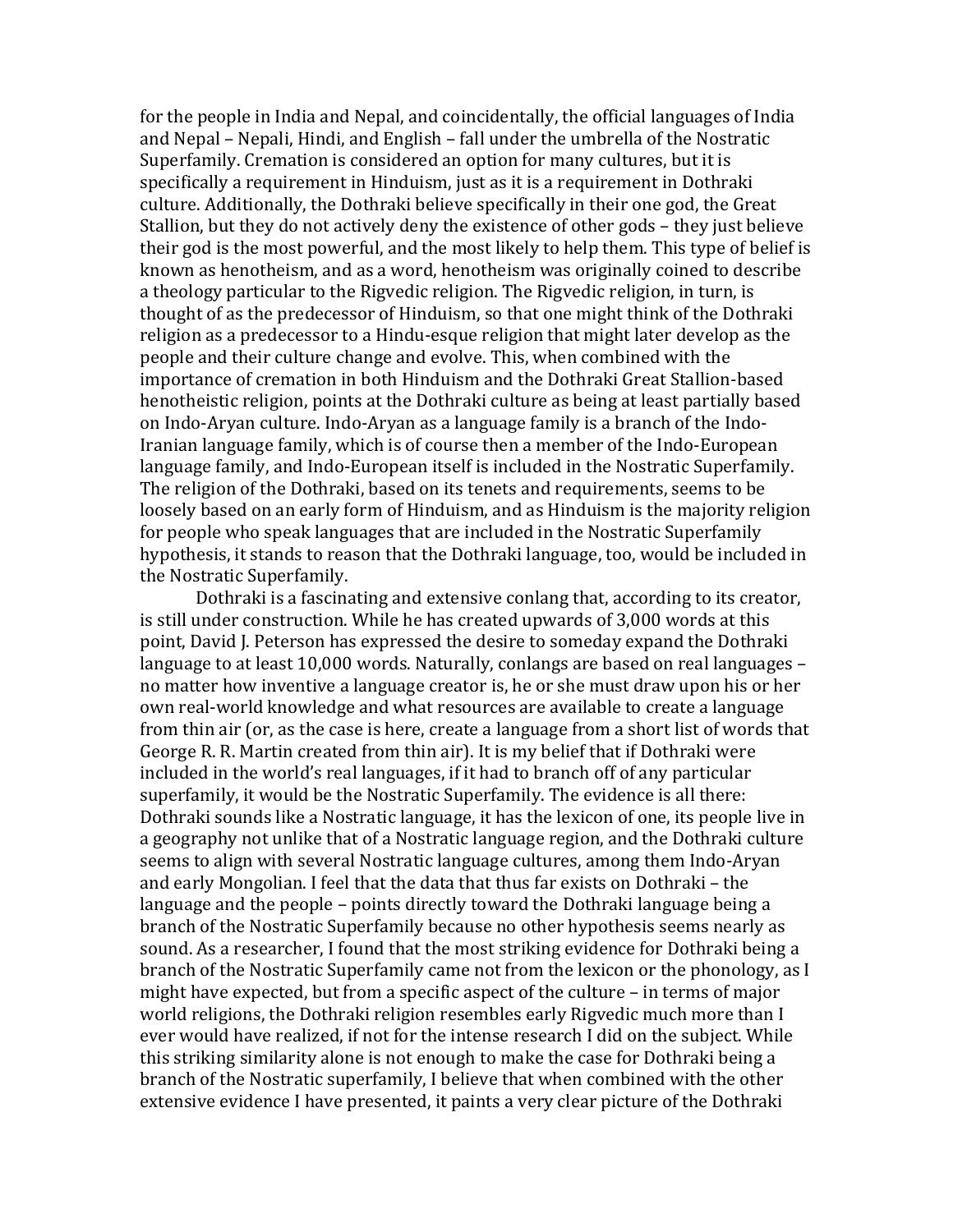for the people in India and Nepal, and coincidentally, the official languages of India and Nepal – Nepali, Hindi, and English – fall under the umbrella of the Nostratic Superfamily. Cremation is considered an option for many cultures, but it is specifically a requirement in Hinduism, just as it is a requirement in Dothraki culture. Additionally, the Dothraki believe specifically in their one god, the Great Stallion, but they do not actively deny the existence of other gods – they just believe their god is the most powerful, and the most likely to help them. This type of belief is known as henotheism, and as a word, henotheism was originally coined to describe a theology particular to the Rigvedic religion. The Rigvedic religion, in turn, is thought of as the predecessor of Hinduism, so that one might think of the Dothraki religion as a predecessor to a Hindu-esque religion that might later develop as the people and their culture change and evolve. This, when combined with the importance of cremation in both Hinduism and the Dothraki Great Stallion-based henotheistic religion, points at the Dothraki culture as being at least partially based on Indo-Aryan culture. Indo-Aryan as a language family is a branch of the Indo-Iranian language family, which is of course then a member of the Indo-European language family, and Indo-European itself is included in the Nostratic Superfamily. The religion of the Dothraki, based on its tenets and requirements, seems to be loosely based on an early form of Hinduism, and as Hinduism is the majority religion for people who speak languages that are included in the Nostratic Superfamily hypothesis, it stands to reason that the Dothraki language, too, would be included in the Nostratic Superfamily.

Dothraki is a fascinating and extensive conlang that, according to its creator, is still under construction. While he has created upwards of 3,000 words at this point, David J. Peterson has expressed the desire to someday expand the Dothraki language to at least 10,000 words. Naturally, conlangs are based on real languages – no matter how inventive a language creator is, he or she must draw upon his or her own real-world knowledge and what resources are available to create a language from thin air (or, as the case is here, create a language from a short list of words that George R. R. Martin created from thin air). It is my belief that if Dothraki were included in the world's real languages, if it had to branch off of any particular superfamily, it would be the Nostratic Superfamily. The evidence is all there: Dothraki sounds like a Nostratic language, it has the lexicon of one, its people live in a geography not unlike that of a Nostratic language region, and the Dothraki culture seems to align with several Nostratic language cultures, among them Indo-Aryan and early Mongolian. I feel that the data that thus far exists on Dothraki – the language and the people – points directly toward the Dothraki language being a branch of the Nostratic Superfamily because no other hypothesis seems nearly as sound. As a researcher, I found that the most striking evidence for Dothraki being a branch of the Nostratic Superfamily came not from the lexicon or the phonology, as I might have expected, but from a specific aspect of the culture – in terms of major world religions, the Dothraki religion resembles early Rigvedic much more than I ever would have realized, if not for the intense research I did on the subject. While this striking similarity alone is not enough to make the case for Dothraki being a branch of the Nostratic superfamily, I believe that when combined with the other extensive evidence I have presented, it paints a very clear picture of the Dothraki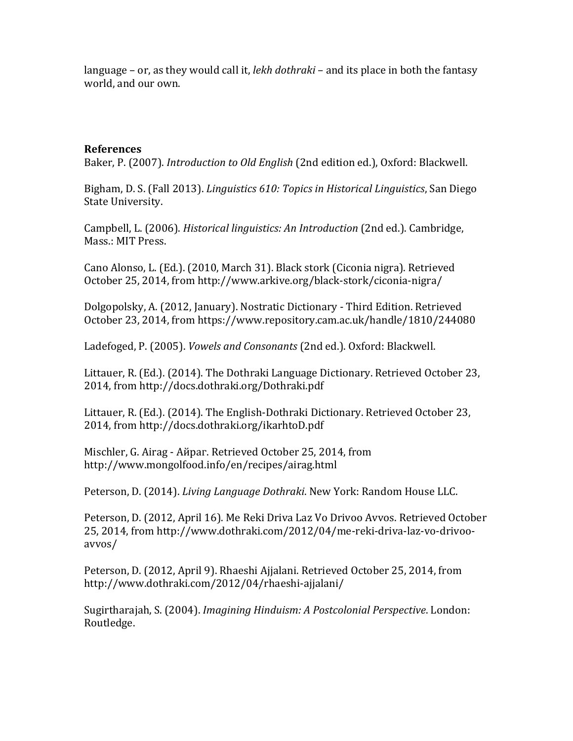language – or, as they would call it, *lekh dothraki* – and its place in both the fantasy world, and our own.

**References**

Baker, P. (2007). *Introduction to Old English* (2nd edition ed.), Oxford: Blackwell.

Bigham, D. S. (Fall 2013). *Linguistics 610: Topics in Historical Linguistics*, San Diego State University.

Campbell, L. (2006). *Historical linguistics: An Introduction* (2nd ed.). Cambridge, Mass.: MIT Press.

Cano Alonso, L. (Ed.). (2010, March 31). Black stork (Ciconia nigra). Retrieved October 25, 2014, from http://www.arkive.org/black-stork/ciconia-nigra/

Dolgopolsky, A. (2012, January). Nostratic Dictionary - Third Edition. Retrieved October 23, 2014, from https://www.repository.cam.ac.uk/handle/1810/244080

Ladefoged, P. (2005). *Vowels and Consonants* (2nd ed.). Oxford: Blackwell.

Littauer, R. (Ed.). (2014). The Dothraki Language Dictionary. Retrieved October 23, 2014, from http://docs.dothraki.org/Dothraki.pdf

Littauer, R. (Ed.). (2014). The English-Dothraki Dictionary. Retrieved October 23, 2014, from http://docs.dothraki.org/ikarhtoD.pdf

Mischler, G. Airag - Айраг. Retrieved October 25, 2014, from http://www.mongolfood.info/en/recipes/airag.html

Peterson, D. (2014). *Living Language Dothraki*. New York: Random House LLC.

Peterson, D. (2012, April 16). Me Reki Driva Laz Vo Drivoo Avvos. Retrieved October 25, 2014, from http://www.dothraki.com/2012/04/me-reki-driva-laz-vo-drivoo-avvos/

Peterson, D. (2012, April 9). Rhaeshi Ajjalani. Retrieved October 25, 2014, from http://www.dothraki.com/2012/04/rhaeshi-ajjalani/

Sugirtharajah, S. (2004). *Imagining Hinduism: A Postcolonial Perspective*. London: Routledge.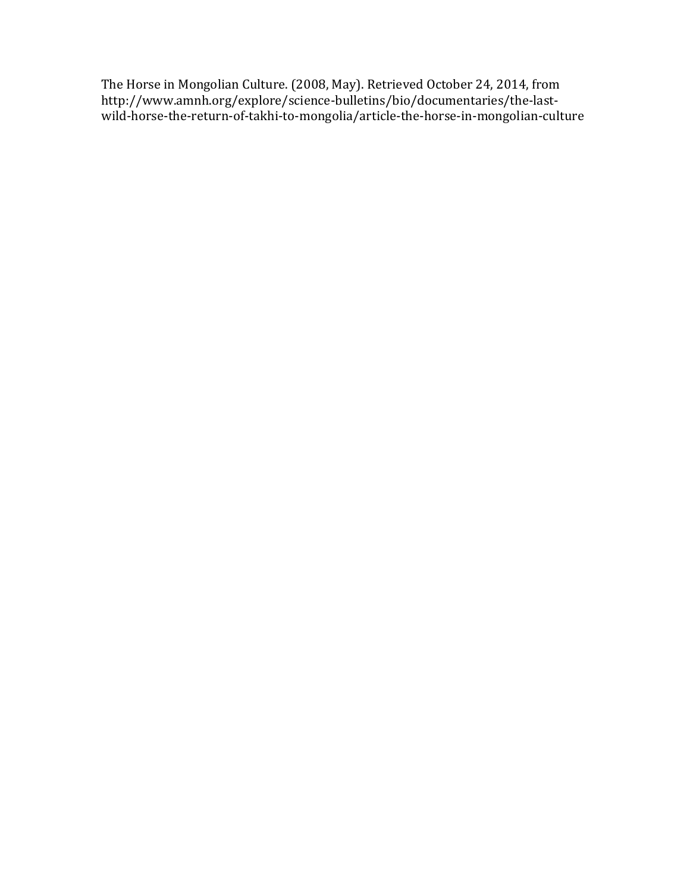The Horse in Mongolian Culture. (2008, May). Retrieved October 24, 2014, from http://www.amnh.org/explore/science-bulletins/bio/documentaries/the-last-wild-horse-the-return-of-takhi-to-mongolia/article-the-horse-in-mongolian-culture